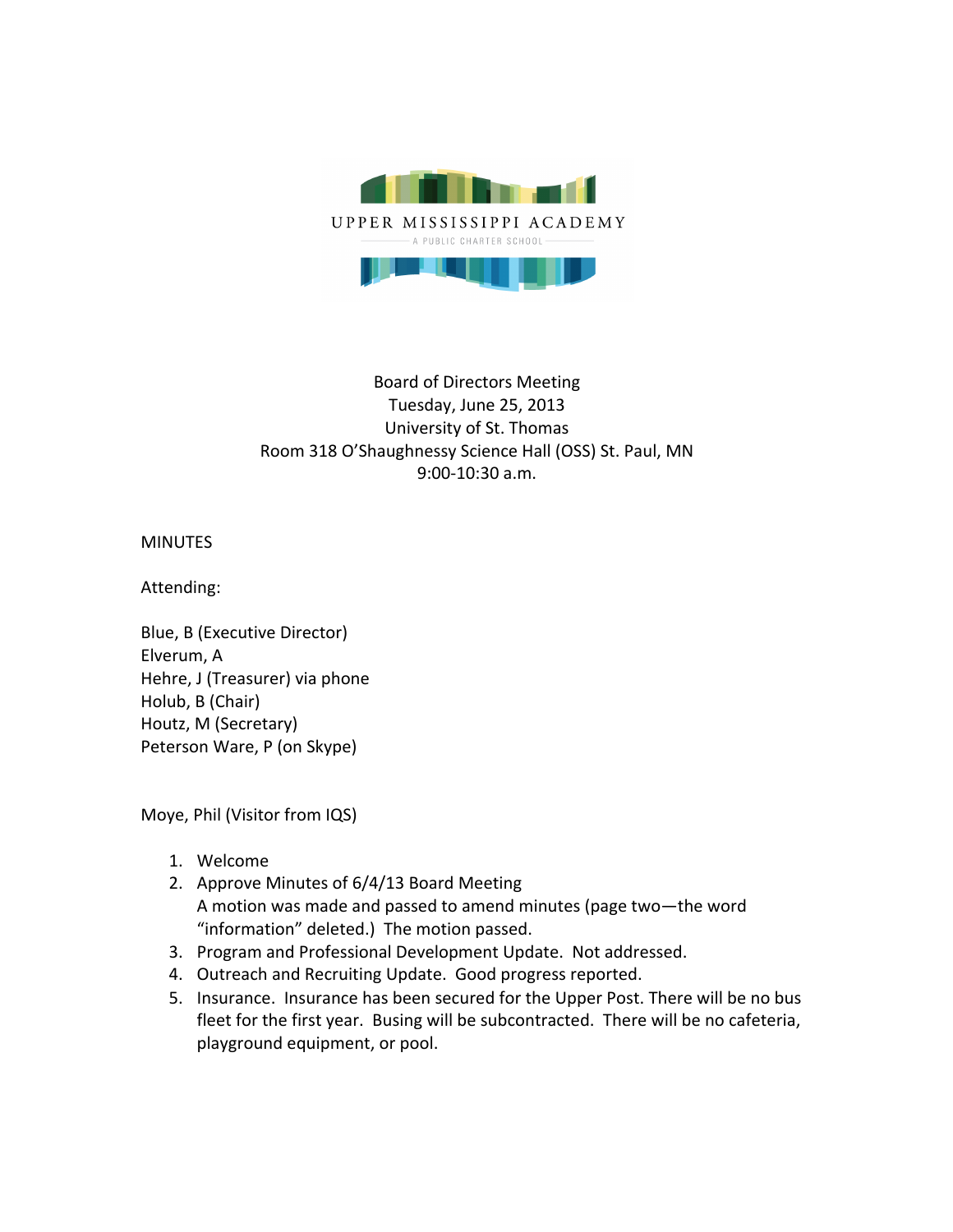UPPER MISSISSIPPI ACADEMY

A PUBLIC CHARTER SCHOOL

Board of Directors Meeting
Tuesday, June 25, 2013
University of St. Thomas
Room 318 O'Shaughnessy Science Hall (OSS) St. Paul, MN
9:00-10:30 a.m.

MINUTES

Attending:

Blue, B (Executive Director)
Elverum, A
Hehre, J (Treasurer) via phone
Holub, B (Chair)
Houtz, M (Secretary)
Peterson Ware, P (on Skype)

Moye, Phil (Visitor from IQS)

1. Welcome
2. Approve Minutes of 6/4/13 Board Meeting
   A motion was made and passed to amend minutes (page two—the word "information" deleted.) The motion passed.
3. Program and Professional Development Update. Not addressed.
4. Outreach and Recruiting Update. Good progress reported.
5. Insurance. Insurance has been secured for the Upper Post. There will be no bus fleet for the first year. Busing will be subcontracted. There will be no cafeteria, playground equipment, or pool.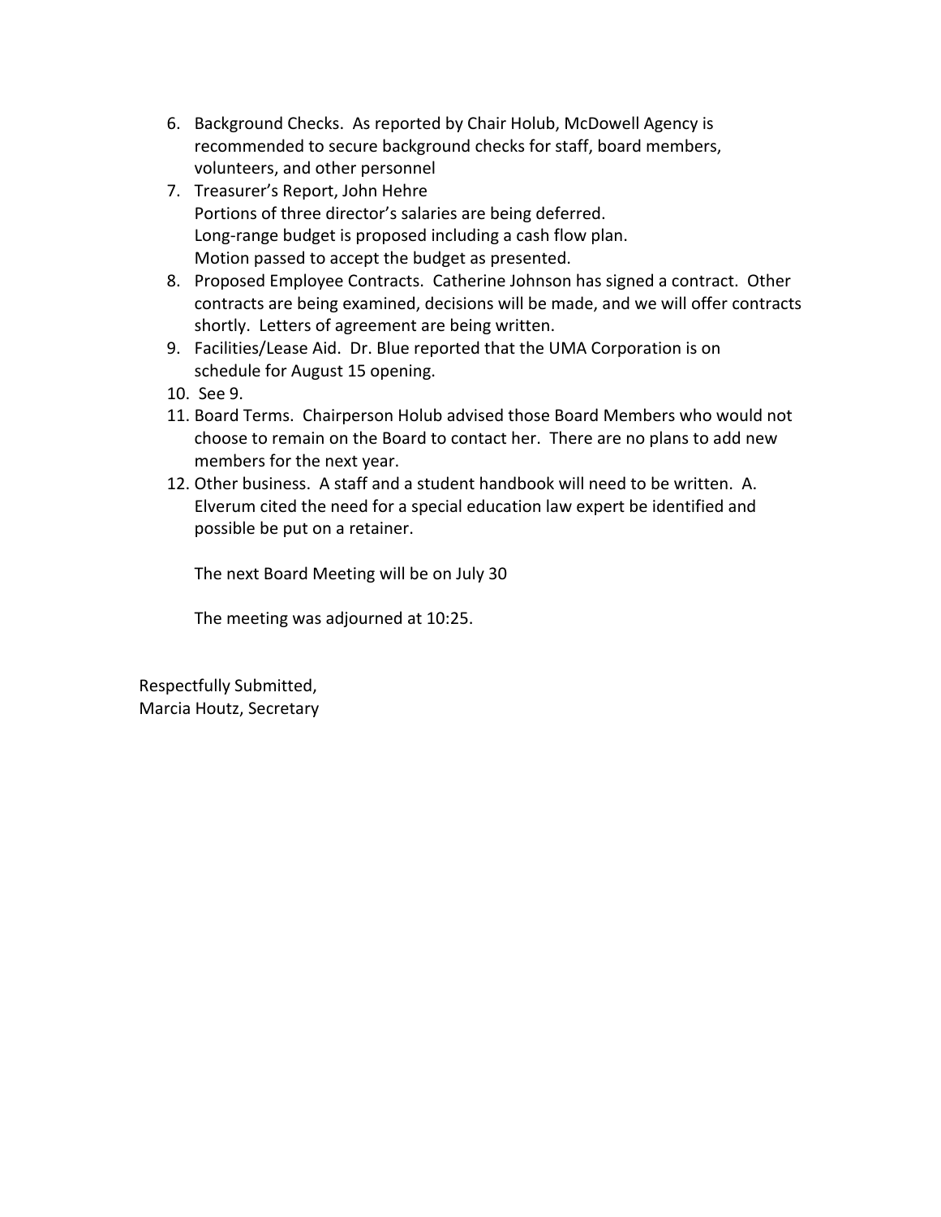6. Background Checks. As reported by Chair Holub, McDowell Agency is recommended to secure background checks for staff, board members, volunteers, and other personnel
7. Treasurer's Report, John Hehre
   Portions of three director's salaries are being deferred.
   Long-range budget is proposed including a cash flow plan.
   Motion passed to accept the budget as presented.
8. Proposed Employee Contracts. Catherine Johnson has signed a contract. Other contracts are being examined, decisions will be made, and we will offer contracts shortly. Letters of agreement are being written.
9. Facilities/Lease Aid. Dr. Blue reported that the UMA Corporation is on schedule for August 15 opening.
10. See 9.
11. Board Terms. Chairperson Holub advised those Board Members who would not choose to remain on the Board to contact her. There are no plans to add new members for the next year.
12. Other business. A staff and a student handbook will need to be written. A. Elverum cited the need for a special education law expert be identified and possible be put on a retainer.

    The next Board Meeting will be on July 30

    The meeting was adjourned at 10:25.

Respectfully Submitted,
Marcia Houtz, Secretary